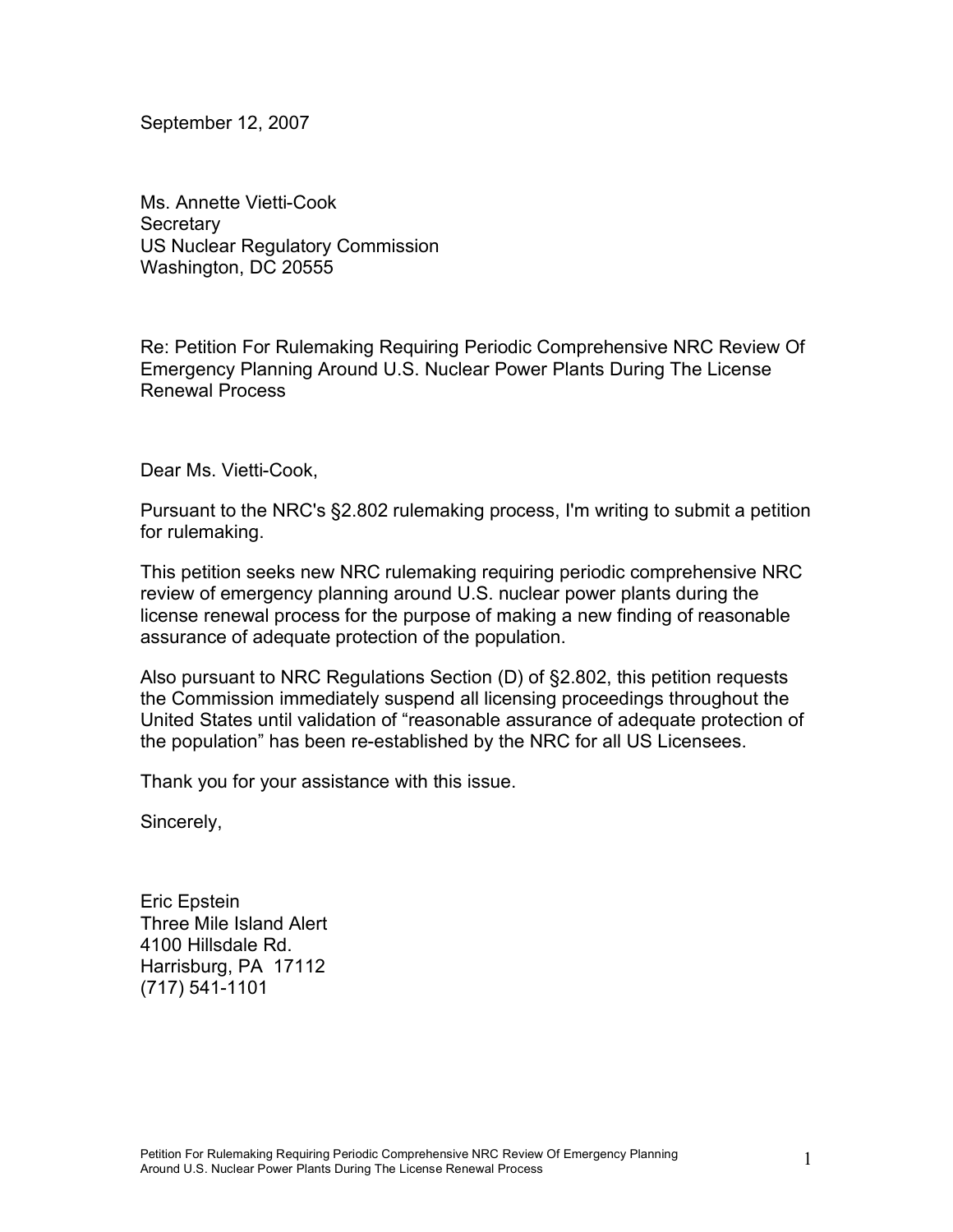September 12, 2007

Ms. Annette Vietti-Cook
Secretary
US Nuclear Regulatory Commission
Washington, DC 20555

Re: Petition For Rulemaking Requiring Periodic Comprehensive NRC Review Of Emergency Planning Around U.S. Nuclear Power Plants During The License Renewal Process

Dear Ms. Vietti-Cook,

Pursuant to the NRC's §2.802 rulemaking process, I'm writing to submit a petition for rulemaking.

This petition seeks new NRC rulemaking requiring periodic comprehensive NRC review of emergency planning around U.S. nuclear power plants during the license renewal process for the purpose of making a new finding of reasonable assurance of adequate protection of the population.

Also pursuant to NRC Regulations Section (D) of §2.802, this petition requests the Commission immediately suspend all licensing proceedings throughout the United States until validation of "reasonable assurance of adequate protection of the population" has been re-established by the NRC for all US Licensees.

Thank you for your assistance with this issue.

Sincerely,

Eric Epstein
Three Mile Island Alert
4100 Hillsdale Rd.
Harrisburg, PA 17112
(717) 541-1101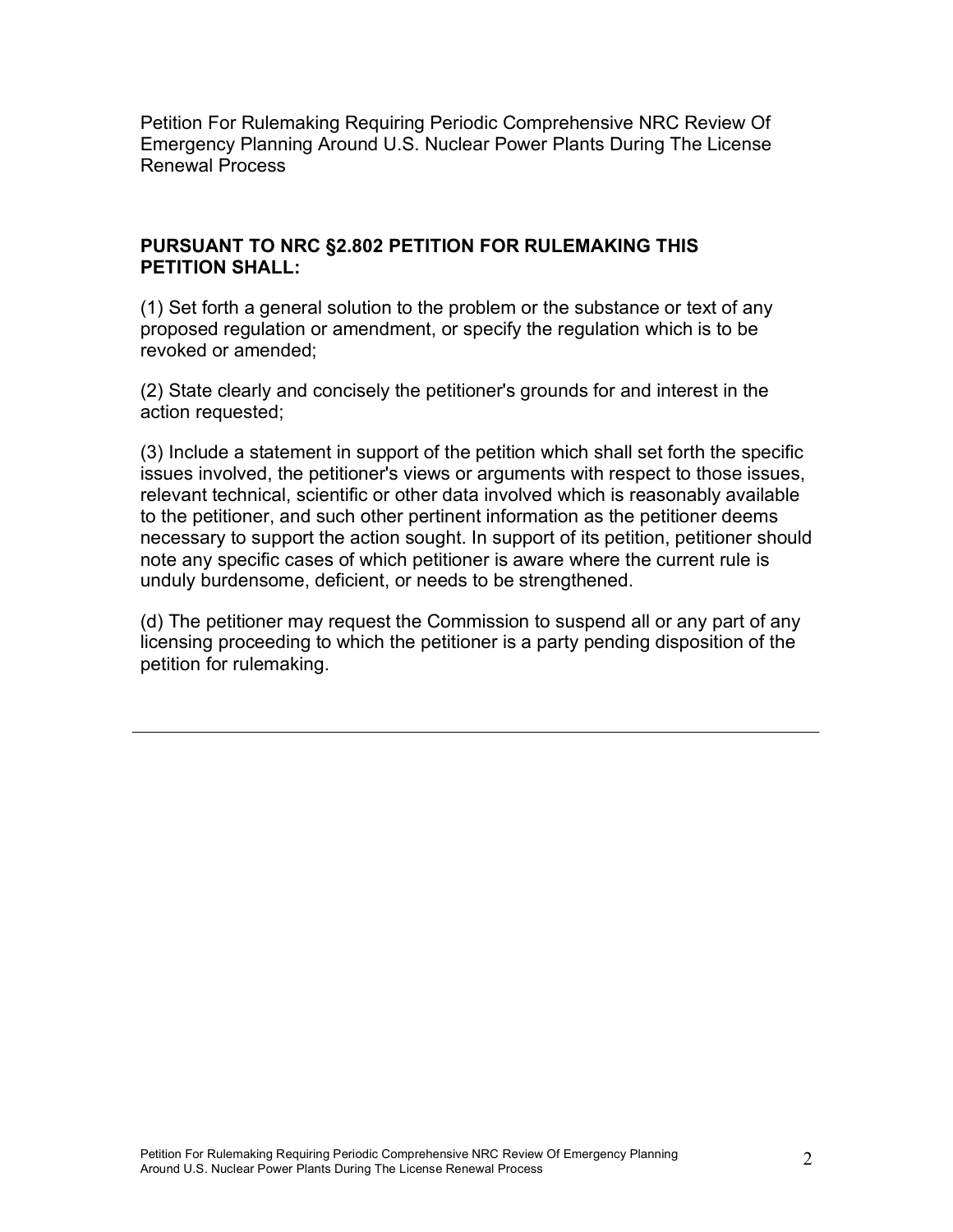Petition For Rulemaking Requiring Periodic Comprehensive NRC Review Of Emergency Planning Around U.S. Nuclear Power Plants During The License Renewal Process

**PURSUANT TO NRC §2.802 PETITION FOR RULEMAKING THIS PETITION SHALL:**

(1) Set forth a general solution to the problem or the substance or text of any proposed regulation or amendment, or specify the regulation which is to be revoked or amended;

(2) State clearly and concisely the petitioner's grounds for and interest in the action requested;

(3) Include a statement in support of the petition which shall set forth the specific issues involved, the petitioner's views or arguments with respect to those issues, relevant technical, scientific or other data involved which is reasonably available to the petitioner, and such other pertinent information as the petitioner deems necessary to support the action sought. In support of its petition, petitioner should note any specific cases of which petitioner is aware where the current rule is unduly burdensome, deficient, or needs to be strengthened.

(d) The petitioner may request the Commission to suspend all or any part of any licensing proceeding to which the petitioner is a party pending disposition of the petition for rulemaking.

---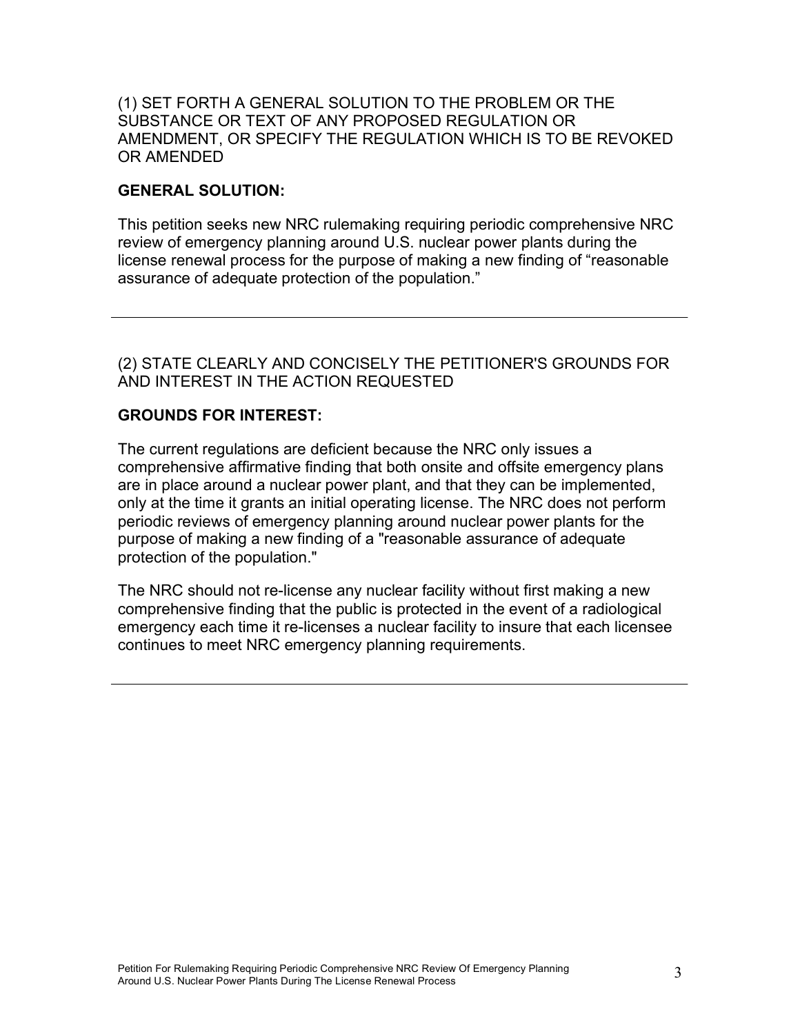(1) SET FORTH A GENERAL SOLUTION TO THE PROBLEM OR THE SUBSTANCE OR TEXT OF ANY PROPOSED REGULATION OR AMENDMENT, OR SPECIFY THE REGULATION WHICH IS TO BE REVOKED OR AMENDED

**GENERAL SOLUTION:**

This petition seeks new NRC rulemaking requiring periodic comprehensive NRC review of emergency planning around U.S. nuclear power plants during the license renewal process for the purpose of making a new finding of "reasonable assurance of adequate protection of the population."

---

(2) STATE CLEARLY AND CONCISELY THE PETITIONER'S GROUNDS FOR AND INTEREST IN THE ACTION REQUESTED

**GROUNDS FOR INTEREST:**

The current regulations are deficient because the NRC only issues a comprehensive affirmative finding that both onsite and offsite emergency plans are in place around a nuclear power plant, and that they can be implemented, only at the time it grants an initial operating license. The NRC does not perform periodic reviews of emergency planning around nuclear power plants for the purpose of making a new finding of a "reasonable assurance of adequate protection of the population."

The NRC should not re-license any nuclear facility without first making a new comprehensive finding that the public is protected in the event of a radiological emergency each time it re-licenses a nuclear facility to insure that each licensee continues to meet NRC emergency planning requirements.

---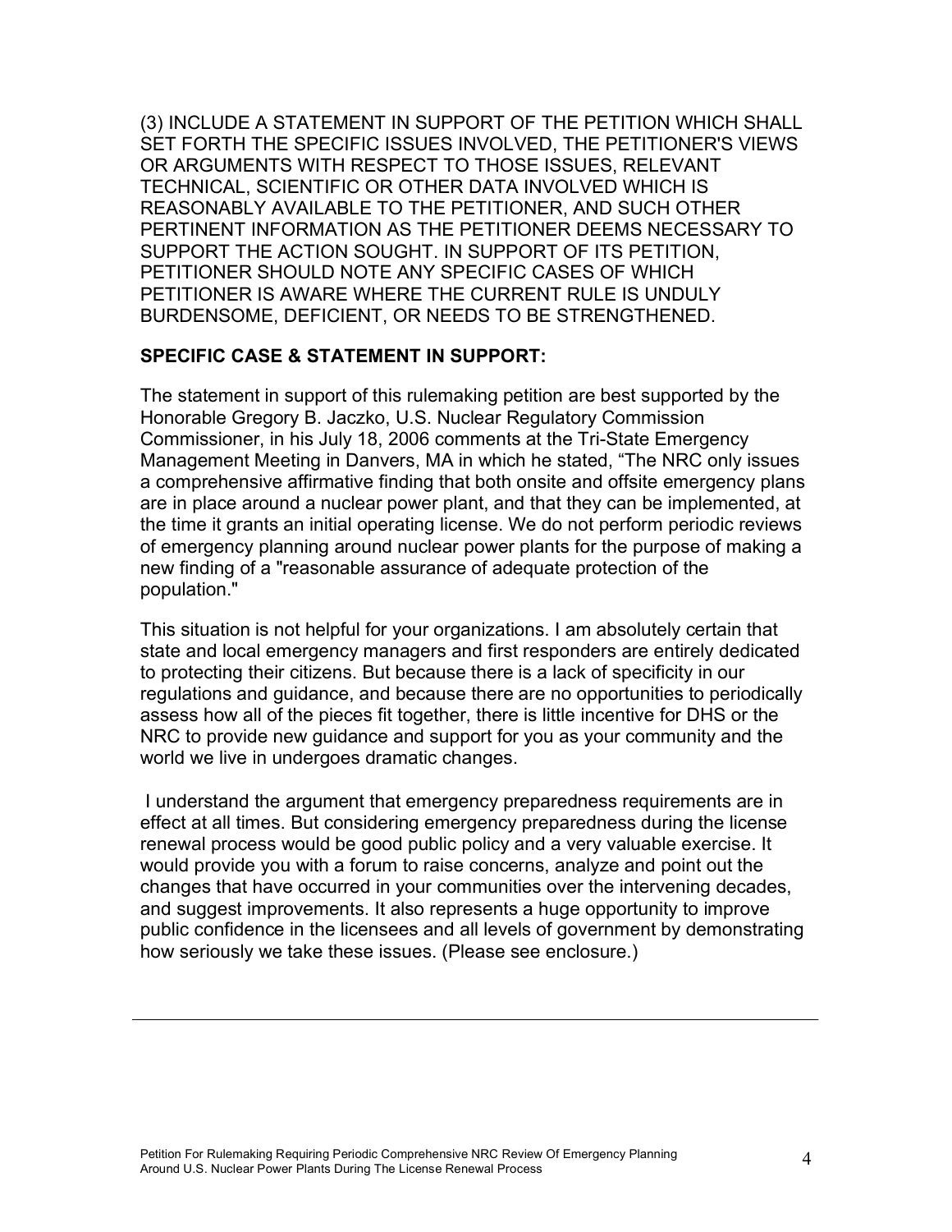(3) INCLUDE A STATEMENT IN SUPPORT OF THE PETITION WHICH SHALL SET FORTH THE SPECIFIC ISSUES INVOLVED, THE PETITIONER'S VIEWS OR ARGUMENTS WITH RESPECT TO THOSE ISSUES, RELEVANT TECHNICAL, SCIENTIFIC OR OTHER DATA INVOLVED WHICH IS REASONABLY AVAILABLE TO THE PETITIONER, AND SUCH OTHER PERTINENT INFORMATION AS THE PETITIONER DEEMS NECESSARY TO SUPPORT THE ACTION SOUGHT. IN SUPPORT OF ITS PETITION, PETITIONER SHOULD NOTE ANY SPECIFIC CASES OF WHICH PETITIONER IS AWARE WHERE THE CURRENT RULE IS UNDULY BURDENSOME, DEFICIENT, OR NEEDS TO BE STRENGTHENED.

**SPECIFIC CASE & STATEMENT IN SUPPORT:**

The statement in support of this rulemaking petition are best supported by the Honorable Gregory B. Jaczko, U.S. Nuclear Regulatory Commission Commissioner, in his July 18, 2006 comments at the Tri-State Emergency Management Meeting in Danvers, MA in which he stated, "The NRC only issues a comprehensive affirmative finding that both onsite and offsite emergency plans are in place around a nuclear power plant, and that they can be implemented, at the time it grants an initial operating license. We do not perform periodic reviews of emergency planning around nuclear power plants for the purpose of making a new finding of a "reasonable assurance of adequate protection of the population."

This situation is not helpful for your organizations. I am absolutely certain that state and local emergency managers and first responders are entirely dedicated to protecting their citizens. But because there is a lack of specificity in our regulations and guidance, and because there are no opportunities to periodically assess how all of the pieces fit together, there is little incentive for DHS or the NRC to provide new guidance and support for you as your community and the world we live in undergoes dramatic changes.

I understand the argument that emergency preparedness requirements are in effect at all times. But considering emergency preparedness during the license renewal process would be good public policy and a very valuable exercise. It would provide you with a forum to raise concerns, analyze and point out the changes that have occurred in your communities over the intervening decades, and suggest improvements. It also represents a huge opportunity to improve public confidence in the licensees and all levels of government by demonstrating how seriously we take these issues. (Please see enclosure.)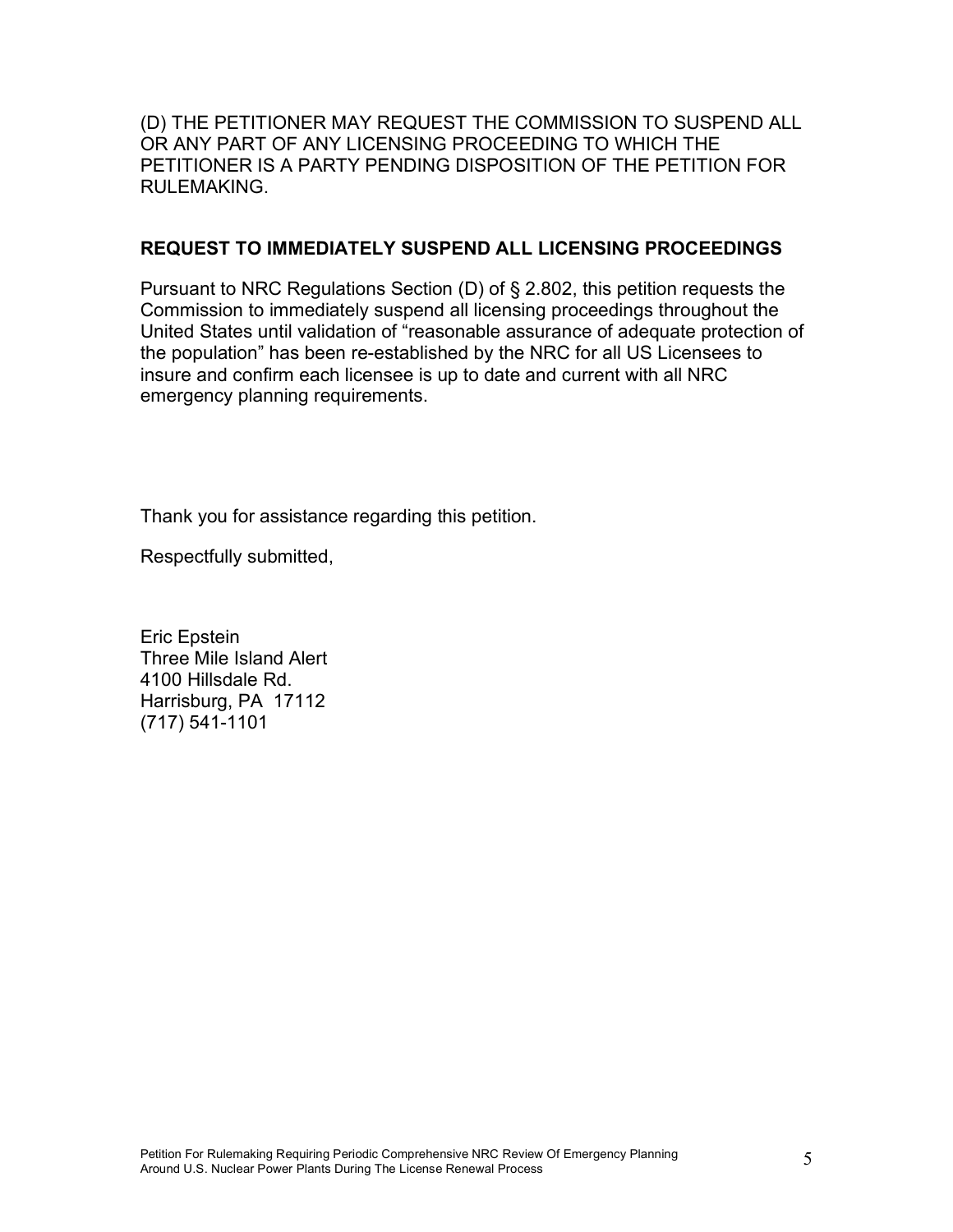(D) THE PETITIONER MAY REQUEST THE COMMISSION TO SUSPEND ALL OR ANY PART OF ANY LICENSING PROCEEDING TO WHICH THE PETITIONER IS A PARTY PENDING DISPOSITION OF THE PETITION FOR RULEMAKING.

**REQUEST TO IMMEDIATELY SUSPEND ALL LICENSING PROCEEDINGS**

Pursuant to NRC Regulations Section (D) of § 2.802, this petition requests the Commission to immediately suspend all licensing proceedings throughout the United States until validation of "reasonable assurance of adequate protection of the population" has been re-established by the NRC for all US Licensees to insure and confirm each licensee is up to date and current with all NRC emergency planning requirements.

Thank you for assistance regarding this petition.

Respectfully submitted,

Eric Epstein
Three Mile Island Alert
4100 Hillsdale Rd.
Harrisburg, PA 17112
(717) 541-1101